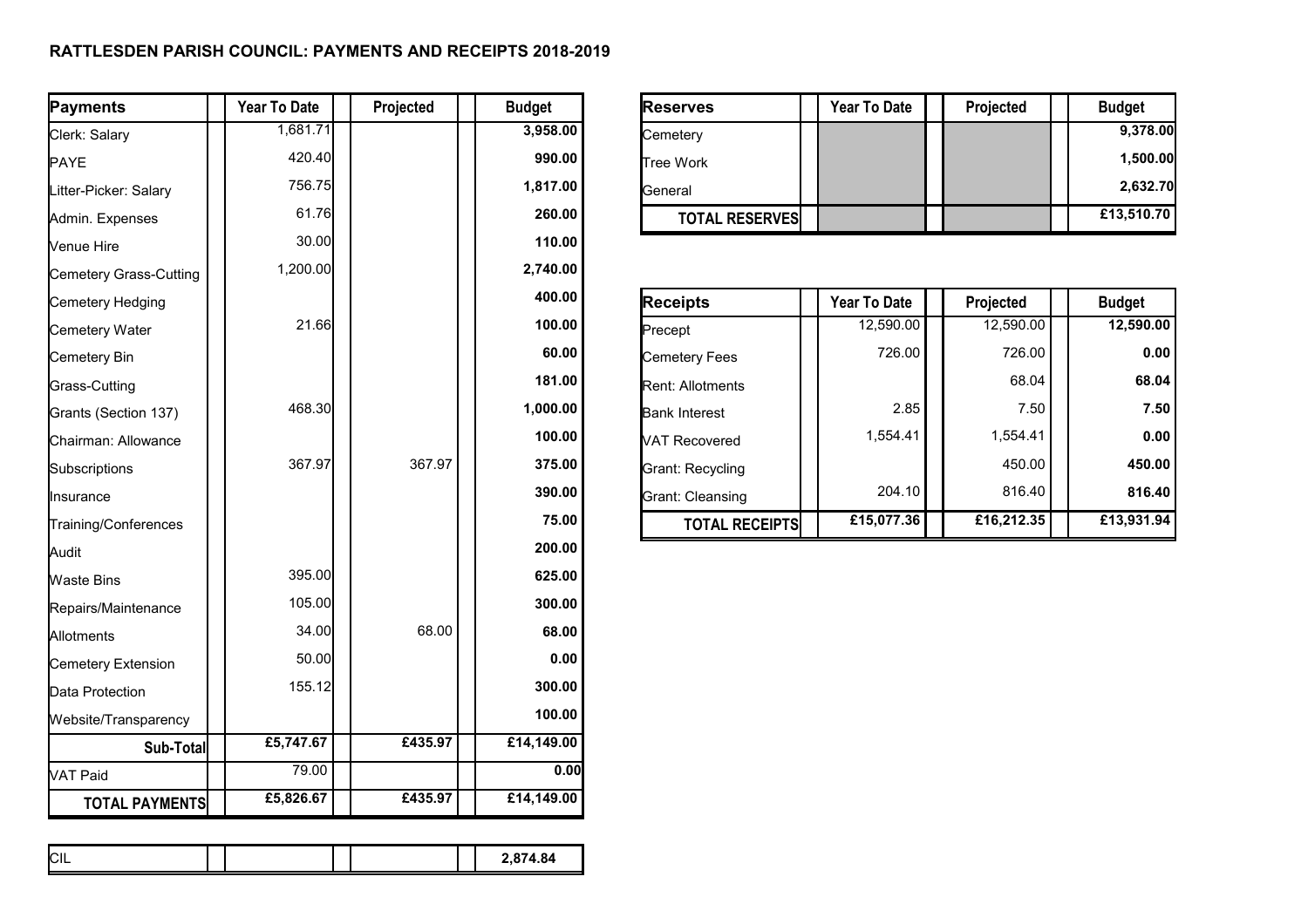**RATTLESDEN PARISH COUNCIL: PAYMENTS AND RECEIPTS 2018-2019**

| Payments | Year To Date | Projected | Budget |
|---|---|---|---|
| Clerk: Salary | 1,681.71 | | **3,958.00** |
| PAYE | 420.40 | | **990.00** |
| Litter-Picker: Salary | 756.75 | | **1,817.00** |
| Admin. Expenses | 61.76 | | **260.00** |
| Venue Hire | 30.00 | | **110.00** |
| Cemetery Grass-Cutting | 1,200.00 | | **2,740.00** |
| Cemetery Hedging | | | **400.00** |
| Cemetery Water | 21.66 | | **100.00** |
| Cemetery Bin | | | **60.00** |
| Grass-Cutting | | | **181.00** |
| Grants (Section 137) | 468.30 | | **1,000.00** |
| Chairman: Allowance | | | **100.00** |
| Subscriptions | 367.97 | 367.97 | **375.00** |
| Insurance | | | **390.00** |
| Training/Conferences | | | **75.00** |
| Audit | | | **200.00** |
| Waste Bins | 395.00 | | **625.00** |
| Repairs/Maintenance | 105.00 | | **300.00** |
| Allotments | 34.00 | 68.00 | **68.00** |
| Cemetery Extension | 50.00 | | **0.00** |
| Data Protection | 155.12 | | **300.00** |
| Website/Transparency | | | **100.00** |
| **Sub-Total** | **£5,747.67** | **£435.97** | **£14,149.00** |
| VAT Paid | 79.00 | | **0.00** |
| **TOTAL PAYMENTS** | **£5,826.67** | **£435.97** | **£14,149.00** |

| | | | |
|---|---|---|---|
| CIL | | | **2,874.84** |

| Reserves | Year To Date | Projected | Budget |
|---|---|---|---|
| Cemetery | | | **9,378.00** |
| Tree Work | | | **1,500.00** |
| General | | | **2,632.70** |
| **TOTAL RESERVES** | | | **£13,510.70** |

| Receipts | Year To Date | Projected | Budget |
|---|---|---|---|
| Precept | 12,590.00 | 12,590.00 | **12,590.00** |
| Cemetery Fees | 726.00 | 726.00 | **0.00** |
| Rent: Allotments | | 68.04 | **68.04** |
| Bank Interest | 2.85 | 7.50 | **7.50** |
| VAT Recovered | 1,554.41 | 1,554.41 | **0.00** |
| Grant: Recycling | | 450.00 | **450.00** |
| Grant: Cleansing | 204.10 | 816.40 | **816.40** |
| **TOTAL RECEIPTS** | **£15,077.36** | **£16,212.35** | **£13,931.94** |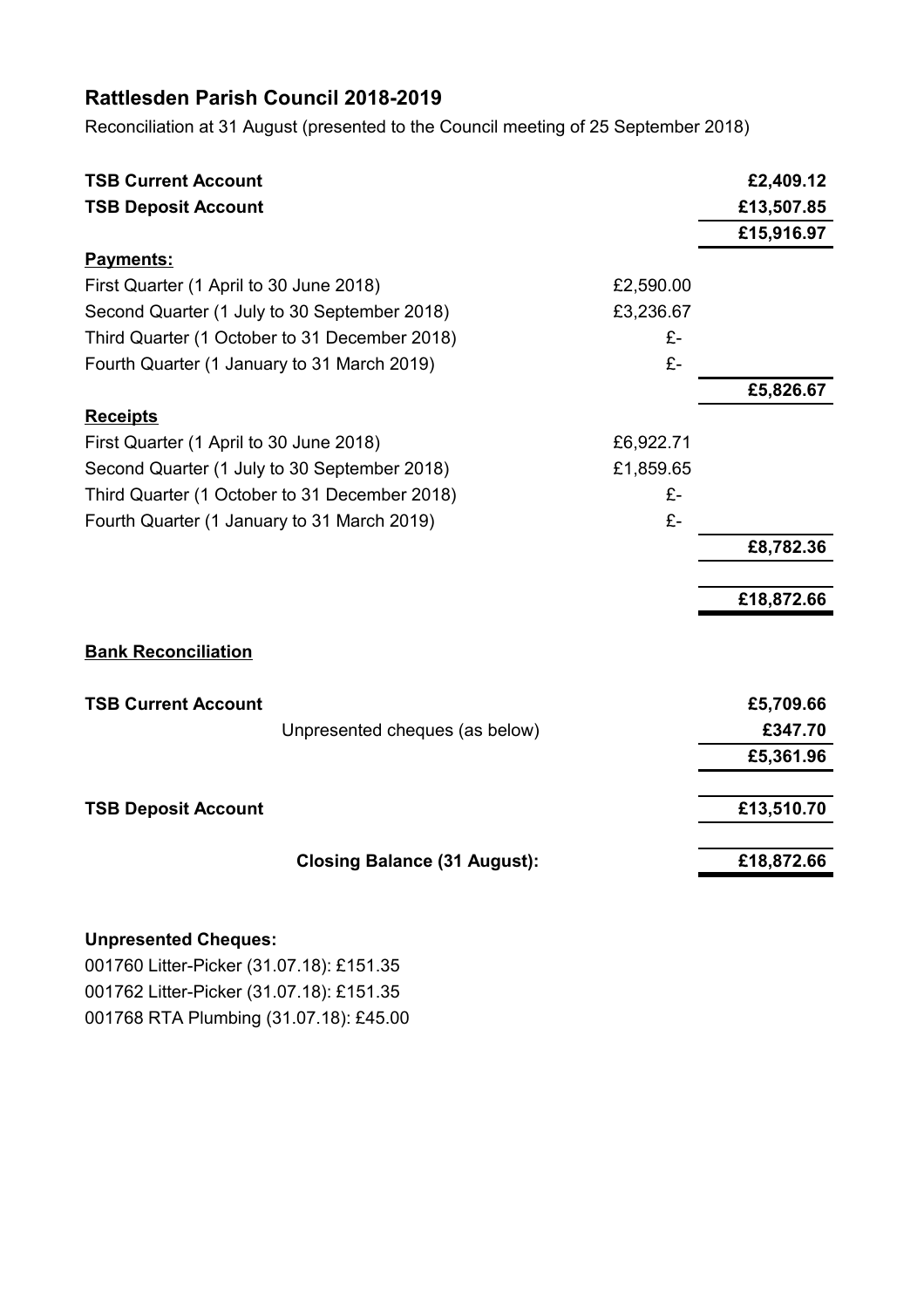## Rattlesden Parish Council 2018-2019

Reconciliation at 31 August (presented to the Council meeting of 25 September 2018)

| | | |
|---|---|---|
| **TSB Current Account** | | **£2,409.12** |
| **TSB Deposit Account** | | **£13,507.85** |
| | | **£15,916.97** |
| **Payments:** | | |
| First Quarter (1 April to 30 June 2018) | £2,590.00 | |
| Second Quarter (1 July to 30 September 2018) | £3,236.67 | |
| Third Quarter (1 October to 31 December 2018) | £- | |
| Fourth Quarter (1 January to 31 March 2019) | £- | |
| | | **£5,826.67** |
| **Receipts** | | |
| First Quarter (1 April to 30 June 2018) | £6,922.71 | |
| Second Quarter (1 July to 30 September 2018) | £1,859.65 | |
| Third Quarter (1 October to 31 December 2018) | £- | |
| Fourth Quarter (1 January to 31 March 2019) | £- | |
| | | **£8,782.36** |
| | | **£18,872.66** |

### Bank Reconciliation

| | | |
|---|---|---|
| **TSB Current Account** | | **£5,709.66** |
| | Unpresented cheques (as below) | **£347.70** |
| | | **£5,361.96** |
| **TSB Deposit Account** | | **£13,510.70** |
| | **Closing Balance (31 August):** | **£18,872.66** |

**Unpresented Cheques:**

001760 Litter-Picker (31.07.18): £151.35
001762 Litter-Picker (31.07.18): £151.35
001768 RTA Plumbing (31.07.18): £45.00